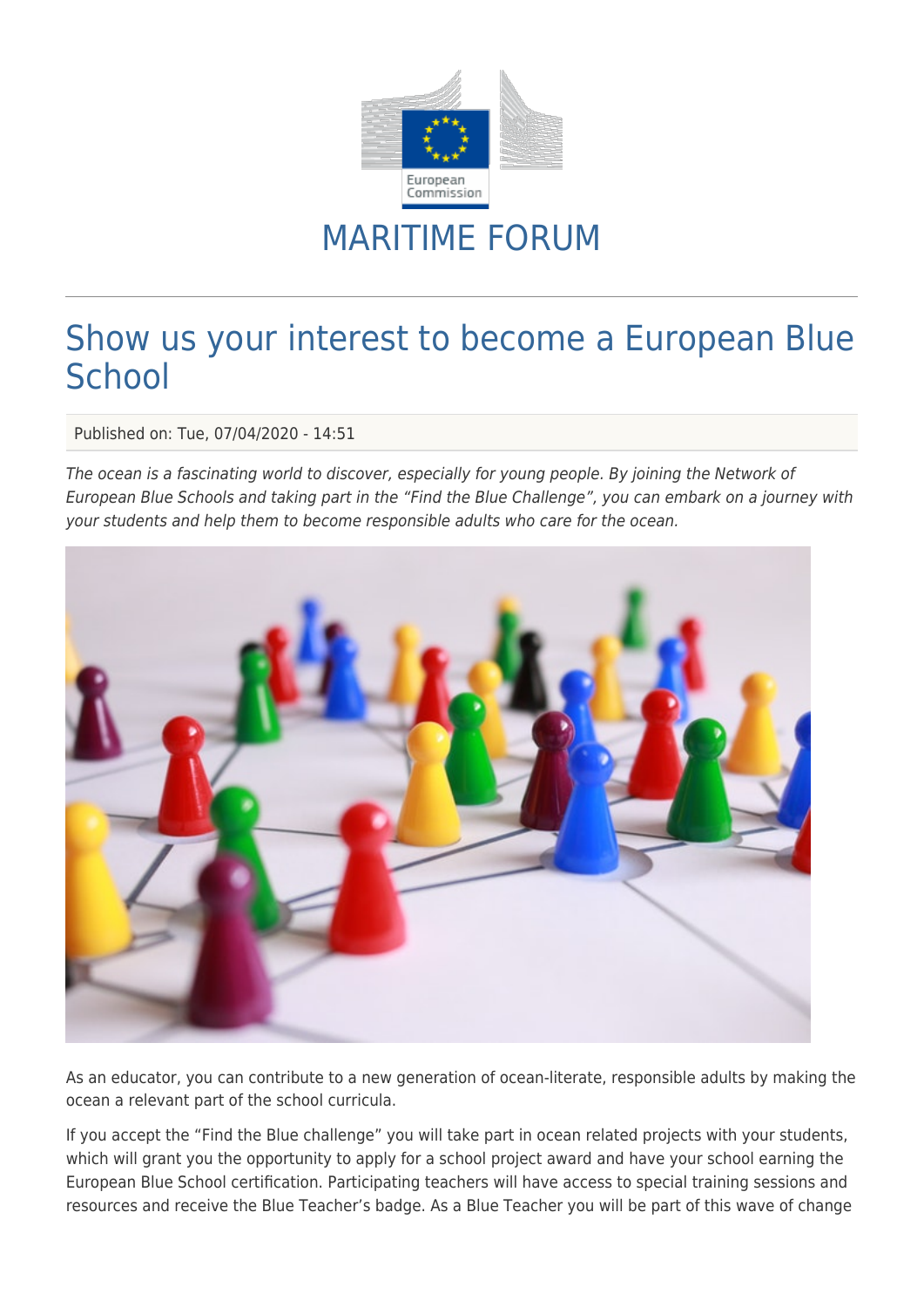MARITIME FORUM

# Show us your interest to become a European Blue School

Published on: Tue, 07/04/2020 - 14:51

*The ocean is a fascinating world to discover, especially for young people. By joining the Network of European Blue Schools and taking part in the "Find the Blue Challenge", you can embark on a journey with your students and help them to become responsible adults who care for the ocean.*

As an educator, you can contribute to a new generation of ocean-literate, responsible adults by making the ocean a relevant part of the school curricula.

If you accept the "Find the Blue challenge" you will take part in ocean related projects with your students, which will grant you the opportunity to apply for a school project award and have your school earning the European Blue School certification. Participating teachers will have access to special training sessions and resources and receive the Blue Teacher's badge. As a Blue Teacher you will be part of this wave of change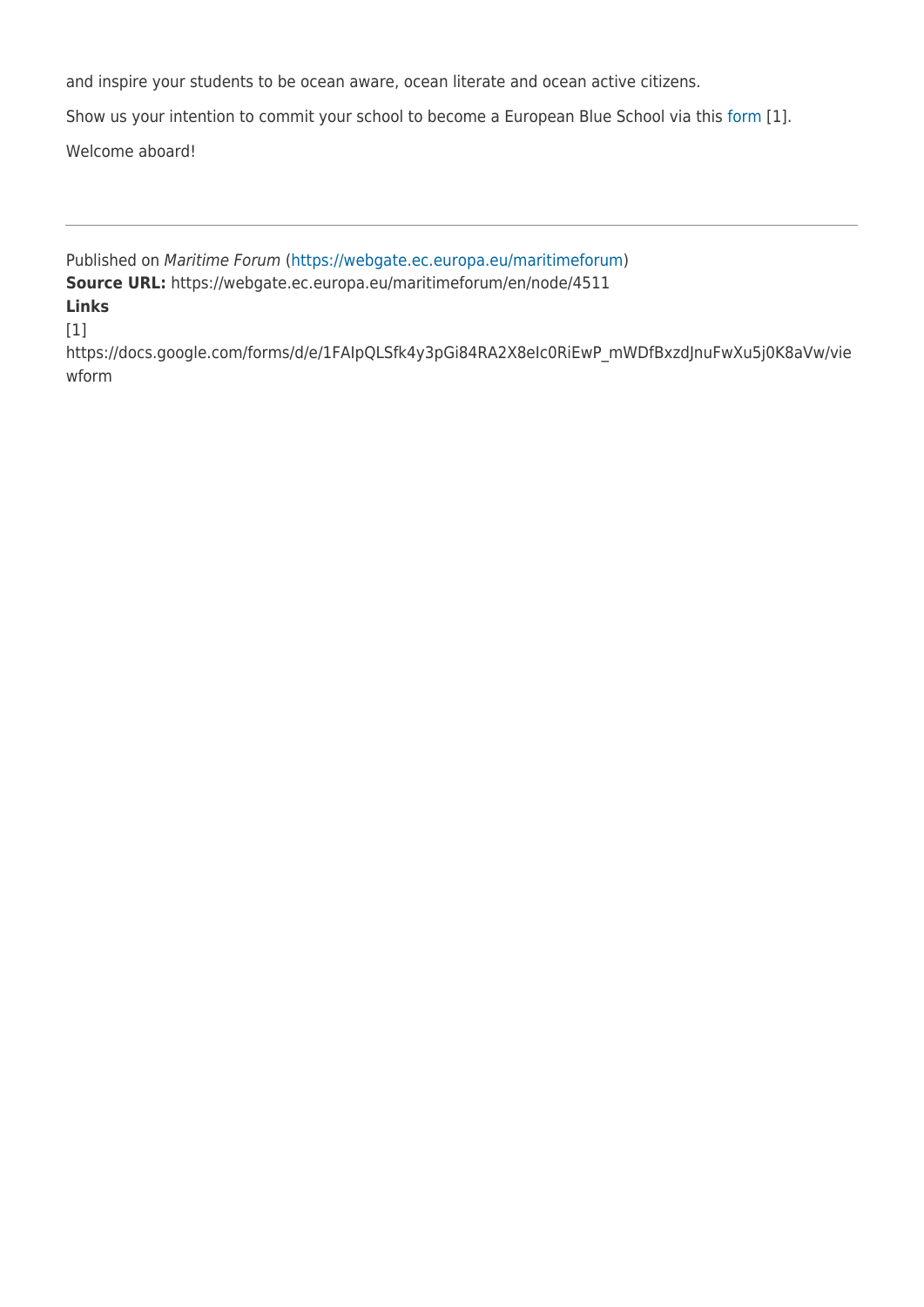and inspire your students to be ocean aware, ocean literate and ocean active citizens.

Show us your intention to commit your school to become a European Blue School via this form [1].

Welcome aboard!

---

Published on *Maritime Forum* (https://webgate.ec.europa.eu/maritimeforum)
**Source URL:** https://webgate.ec.europa.eu/maritimeforum/en/node/4511
**Links**
[1]
https://docs.google.com/forms/d/e/1FAIpQLSfk4y3pGi84RA2X8eIc0RiEwP_mWDfBxzdJnuFwXu5j0K8aVw/viewform